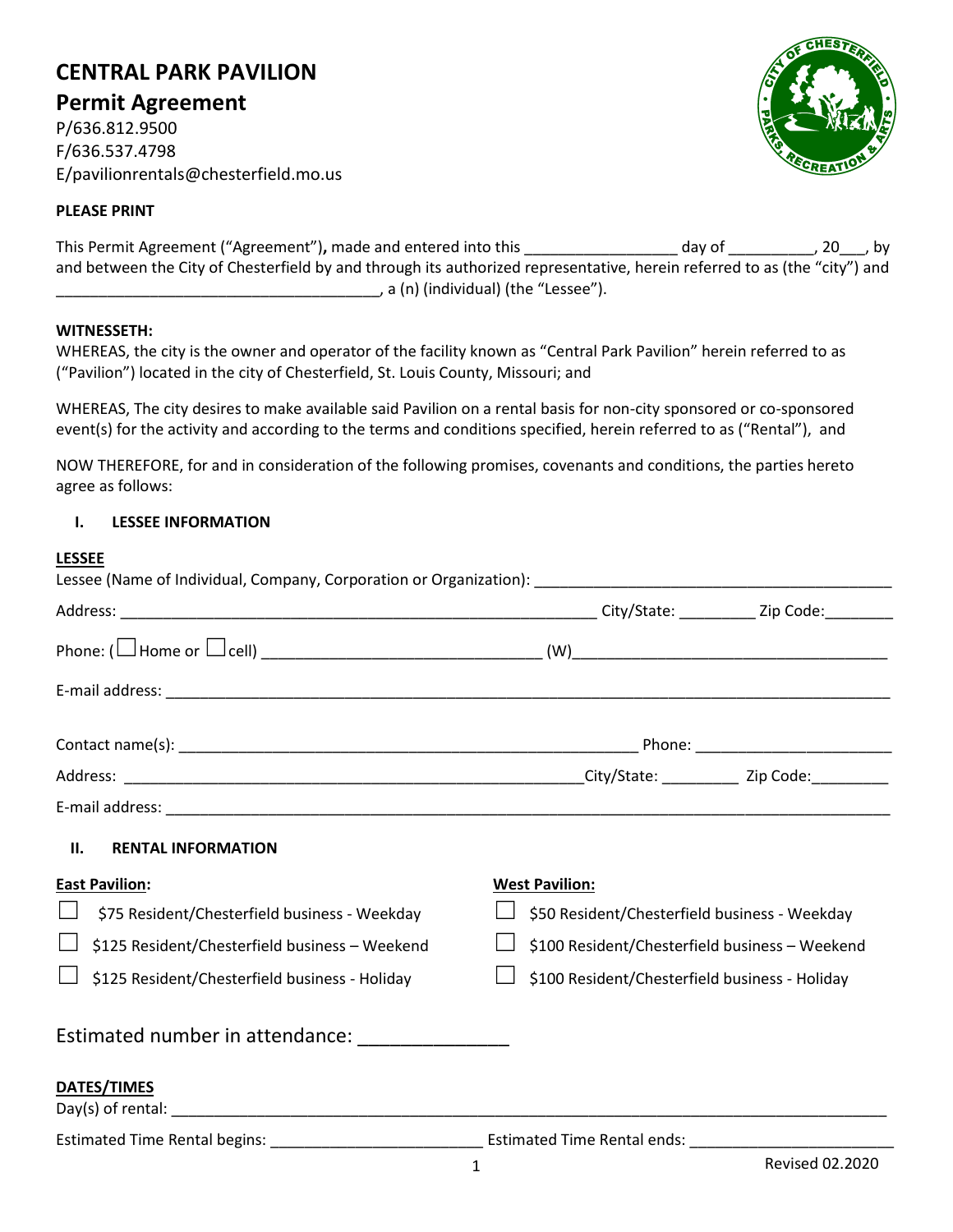# CENTRAL PARK PAVILION

## Permit Agreement

P/636.812.9500
F/636.537.4798
E/pavilionrentals@chesterfield.mo.us

**PLEASE PRINT**

This Permit Agreement ("Agreement"), made and entered into this _________________ day of __________, 20___, by and between the City of Chesterfield by and through its authorized representative, herein referred to as (the "city") and _____________________________________, a (n) (individual) (the "Lessee").

**WITNESSETH:**

WHEREAS, the city is the owner and operator of the facility known as "Central Park Pavilion" herein referred to as ("Pavilion") located in the city of Chesterfield, St. Louis County, Missouri; and

WHEREAS, The city desires to make available said Pavilion on a rental basis for non-city sponsored or co-sponsored event(s) for the activity and according to the terms and conditions specified, herein referred to as ("Rental"), and

NOW THEREFORE, for and in consideration of the following promises, covenants and conditions, the parties hereto agree as follows:

### I. LESSEE INFORMATION

**LESSEE**

Lessee (Name of Individual, Company, Corporation or Organization): __________________________________________

Address: _________________________________________________________ City/State: _________ Zip Code:________

Phone: (☐ Home or ☐ cell) _________________________________ (W)____________________________________

E-mail address: _______________________________________________________________________________

Contact name(s): ______________________________________________________ Phone: _______________________

Address: ______________________________________________________City/State: _________ Zip Code:_________

E-mail address: _______________________________________________________________________________

### II. RENTAL INFORMATION

**East Pavilion:**

- ☐ $75 Resident/Chesterfield business - Weekday
- ☐ $125 Resident/Chesterfield business – Weekend
- ☐ $125 Resident/Chesterfield business - Holiday

**West Pavilion:**

- ☐ $50 Resident/Chesterfield business - Weekday
- ☐ $100 Resident/Chesterfield business – Weekend
- ☐ $100 Resident/Chesterfield business - Holiday

Estimated number in attendance: ______________

**DATES/TIMES**

Day(s) of rental: _______________________________________________________________________________

Estimated Time Rental begins: ________________________ Estimated Time Rental ends: _______________________

Revised 02.2020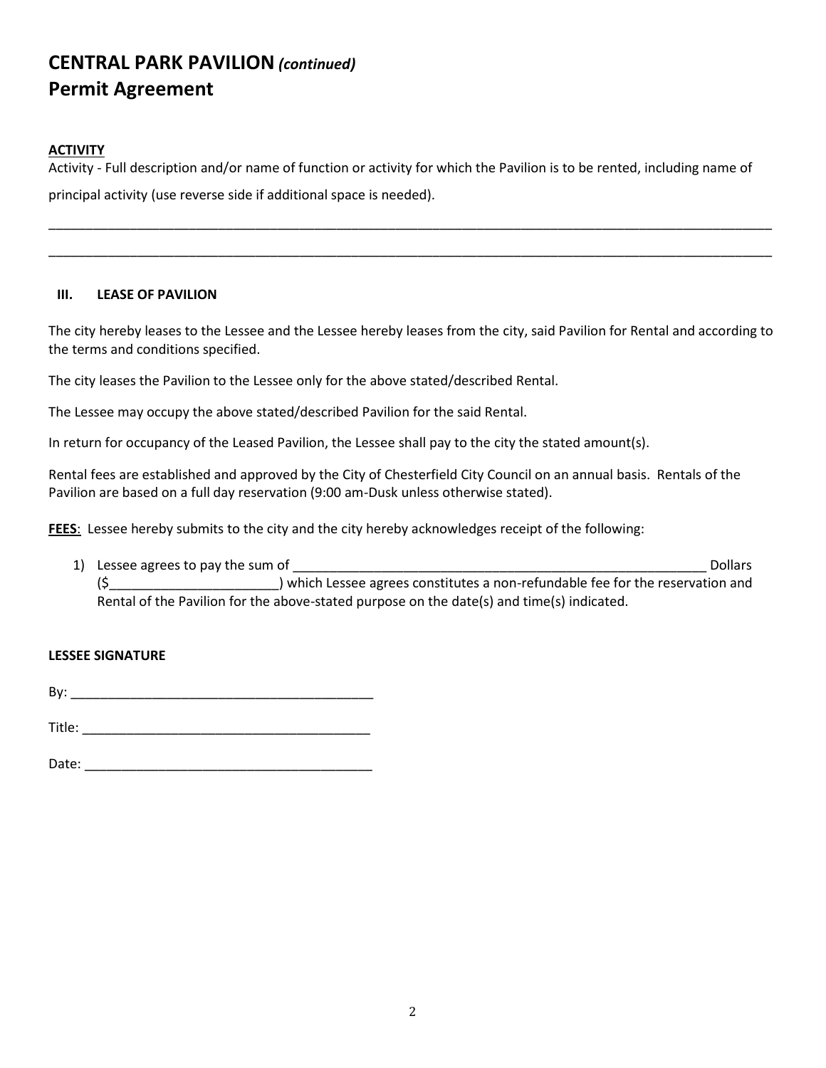# CENTRAL PARK PAVILION *(continued)*
## Permit Agreement

**ACTIVITY**

Activity - Full description and/or name of function or activity for which the Pavilion is to be rented, including name of principal activity (use reverse side if additional space is needed).

_____________________________________________________________________________________________

_____________________________________________________________________________________________

### III. LEASE OF PAVILION

The city hereby leases to the Lessee and the Lessee hereby leases from the city, said Pavilion for Rental and according to the terms and conditions specified.

The city leases the Pavilion to the Lessee only for the above stated/described Rental.

The Lessee may occupy the above stated/described Pavilion for the said Rental.

In return for occupancy of the Leased Pavilion, the Lessee shall pay to the city the stated amount(s).

Rental fees are established and approved by the City of Chesterfield City Council on an annual basis. Rentals of the Pavilion are based on a full day reservation (9:00 am-Dusk unless otherwise stated).

**FEES**: Lessee hereby submits to the city and the city hereby acknowledges receipt of the following:

1) Lessee agrees to pay the sum of ___________________________________________________________ Dollars ($______________________) which Lessee agrees constitutes a non-refundable fee for the reservation and Rental of the Pavilion for the above-stated purpose on the date(s) and time(s) indicated.

**LESSEE SIGNATURE**

By: __________________________________________

Title: ________________________________________

Date: ________________________________________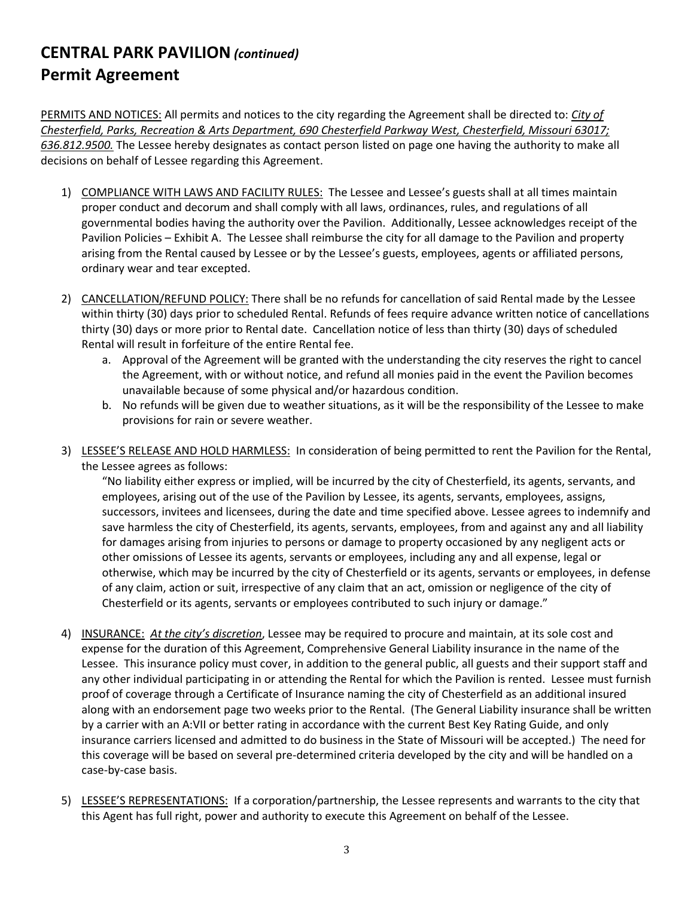# CENTRAL PARK PAVILION *(continued)*
## Permit Agreement

PERMITS AND NOTICES: All permits and notices to the city regarding the Agreement shall be directed to: *City of Chesterfield, Parks, Recreation & Arts Department, 690 Chesterfield Parkway West, Chesterfield, Missouri 63017; 636.812.9500.* The Lessee hereby designates as contact person listed on page one having the authority to make all decisions on behalf of Lessee regarding this Agreement.

1) COMPLIANCE WITH LAWS AND FACILITY RULES: The Lessee and Lessee's guests shall at all times maintain proper conduct and decorum and shall comply with all laws, ordinances, rules, and regulations of all governmental bodies having the authority over the Pavilion. Additionally, Lessee acknowledges receipt of the Pavilion Policies – Exhibit A. The Lessee shall reimburse the city for all damage to the Pavilion and property arising from the Rental caused by Lessee or by the Lessee's guests, employees, agents or affiliated persons, ordinary wear and tear excepted.

2) CANCELLATION/REFUND POLICY: There shall be no refunds for cancellation of said Rental made by the Lessee within thirty (30) days prior to scheduled Rental. Refunds of fees require advance written notice of cancellations thirty (30) days or more prior to Rental date. Cancellation notice of less than thirty (30) days of scheduled Rental will result in forfeiture of the entire Rental fee.
   a. Approval of the Agreement will be granted with the understanding the city reserves the right to cancel the Agreement, with or without notice, and refund all monies paid in the event the Pavilion becomes unavailable because of some physical and/or hazardous condition.
   b. No refunds will be given due to weather situations, as it will be the responsibility of the Lessee to make provisions for rain or severe weather.

3) LESSEE'S RELEASE AND HOLD HARMLESS: In consideration of being permitted to rent the Pavilion for the Rental, the Lessee agrees as follows:
   "No liability either express or implied, will be incurred by the city of Chesterfield, its agents, servants, and employees, arising out of the use of the Pavilion by Lessee, its agents, servants, employees, assigns, successors, invitees and licensees, during the date and time specified above. Lessee agrees to indemnify and save harmless the city of Chesterfield, its agents, servants, employees, from and against any and all liability for damages arising from injuries to persons or damage to property occasioned by any negligent acts or other omissions of Lessee its agents, servants or employees, including any and all expense, legal or otherwise, which may be incurred by the city of Chesterfield or its agents, servants or employees, in defense of any claim, action or suit, irrespective of any claim that an act, omission or negligence of the city of Chesterfield or its agents, servants or employees contributed to such injury or damage."

4) INSURANCE: *At the city's discretion*, Lessee may be required to procure and maintain, at its sole cost and expense for the duration of this Agreement, Comprehensive General Liability insurance in the name of the Lessee. This insurance policy must cover, in addition to the general public, all guests and their support staff and any other individual participating in or attending the Rental for which the Pavilion is rented. Lessee must furnish proof of coverage through a Certificate of Insurance naming the city of Chesterfield as an additional insured along with an endorsement page two weeks prior to the Rental. (The General Liability insurance shall be written by a carrier with an A:VII or better rating in accordance with the current Best Key Rating Guide, and only insurance carriers licensed and admitted to do business in the State of Missouri will be accepted.) The need for this coverage will be based on several pre-determined criteria developed by the city and will be handled on a case-by-case basis.

5) LESSEE'S REPRESENTATIONS: If a corporation/partnership, the Lessee represents and warrants to the city that this Agent has full right, power and authority to execute this Agreement on behalf of the Lessee.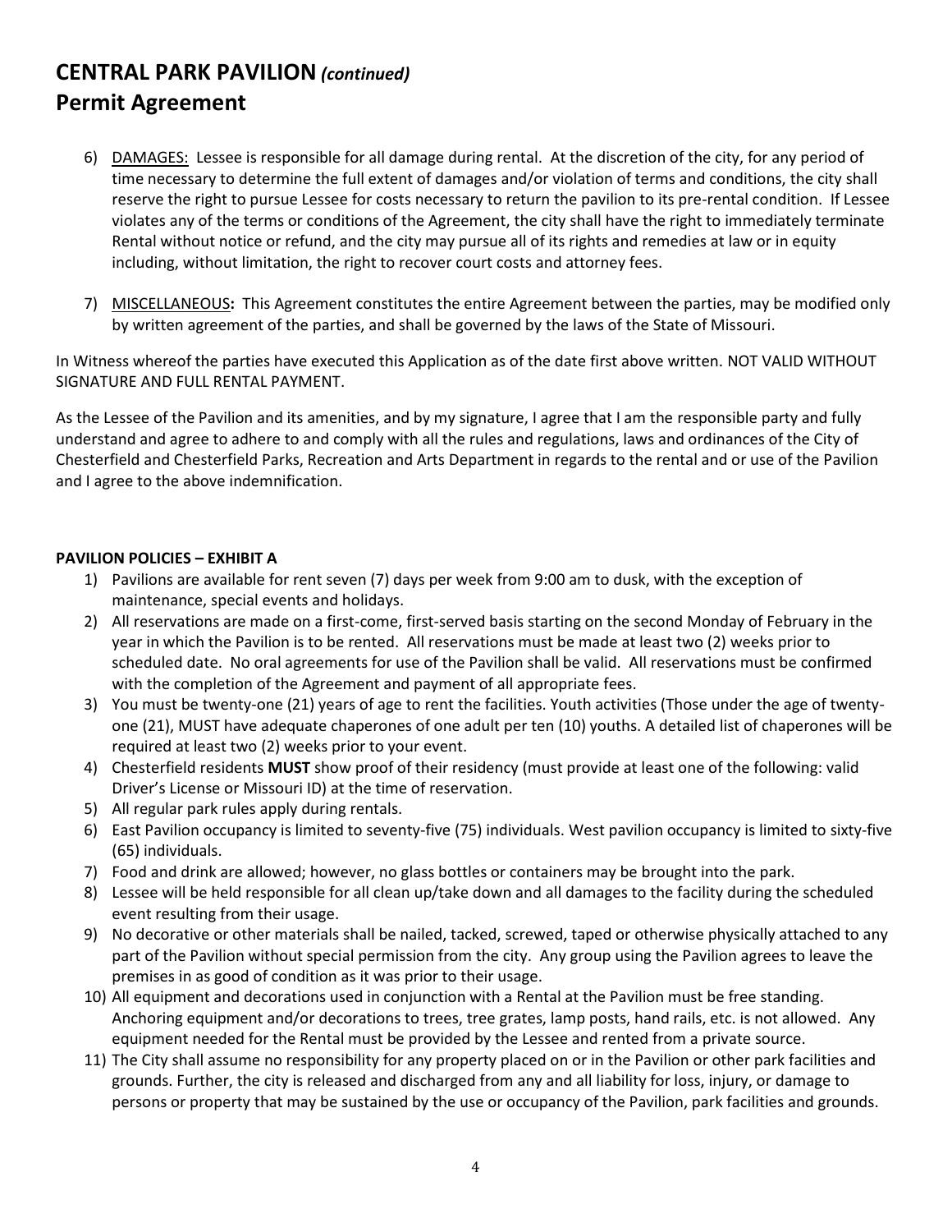# CENTRAL PARK PAVILION *(continued)*
## Permit Agreement

6) DAMAGES: Lessee is responsible for all damage during rental. At the discretion of the city, for any period of time necessary to determine the full extent of damages and/or violation of terms and conditions, the city shall reserve the right to pursue Lessee for costs necessary to return the pavilion to its pre-rental condition. If Lessee violates any of the terms or conditions of the Agreement, the city shall have the right to immediately terminate Rental without notice or refund, and the city may pursue all of its rights and remedies at law or in equity including, without limitation, the right to recover court costs and attorney fees.

7) MISCELLANEOUS**:** This Agreement constitutes the entire Agreement between the parties, may be modified only by written agreement of the parties, and shall be governed by the laws of the State of Missouri.

In Witness whereof the parties have executed this Application as of the date first above written. NOT VALID WITHOUT SIGNATURE AND FULL RENTAL PAYMENT.

As the Lessee of the Pavilion and its amenities, and by my signature, I agree that I am the responsible party and fully understand and agree to adhere to and comply with all the rules and regulations, laws and ordinances of the City of Chesterfield and Chesterfield Parks, Recreation and Arts Department in regards to the rental and or use of the Pavilion and I agree to the above indemnification.

**PAVILION POLICIES – EXHIBIT A**

1) Pavilions are available for rent seven (7) days per week from 9:00 am to dusk, with the exception of maintenance, special events and holidays.
2) All reservations are made on a first-come, first-served basis starting on the second Monday of February in the year in which the Pavilion is to be rented. All reservations must be made at least two (2) weeks prior to scheduled date. No oral agreements for use of the Pavilion shall be valid. All reservations must be confirmed with the completion of the Agreement and payment of all appropriate fees.
3) You must be twenty-one (21) years of age to rent the facilities. Youth activities (Those under the age of twenty-one (21), MUST have adequate chaperones of one adult per ten (10) youths. A detailed list of chaperones will be required at least two (2) weeks prior to your event.
4) Chesterfield residents **MUST** show proof of their residency (must provide at least one of the following: valid Driver's License or Missouri ID) at the time of reservation.
5) All regular park rules apply during rentals.
6) East Pavilion occupancy is limited to seventy-five (75) individuals. West pavilion occupancy is limited to sixty-five (65) individuals.
7) Food and drink are allowed; however, no glass bottles or containers may be brought into the park.
8) Lessee will be held responsible for all clean up/take down and all damages to the facility during the scheduled event resulting from their usage.
9) No decorative or other materials shall be nailed, tacked, screwed, taped or otherwise physically attached to any part of the Pavilion without special permission from the city. Any group using the Pavilion agrees to leave the premises in as good of condition as it was prior to their usage.
10) All equipment and decorations used in conjunction with a Rental at the Pavilion must be free standing. Anchoring equipment and/or decorations to trees, tree grates, lamp posts, hand rails, etc. is not allowed. Any equipment needed for the Rental must be provided by the Lessee and rented from a private source.
11) The City shall assume no responsibility for any property placed on or in the Pavilion or other park facilities and grounds. Further, the city is released and discharged from any and all liability for loss, injury, or damage to persons or property that may be sustained by the use or occupancy of the Pavilion, park facilities and grounds.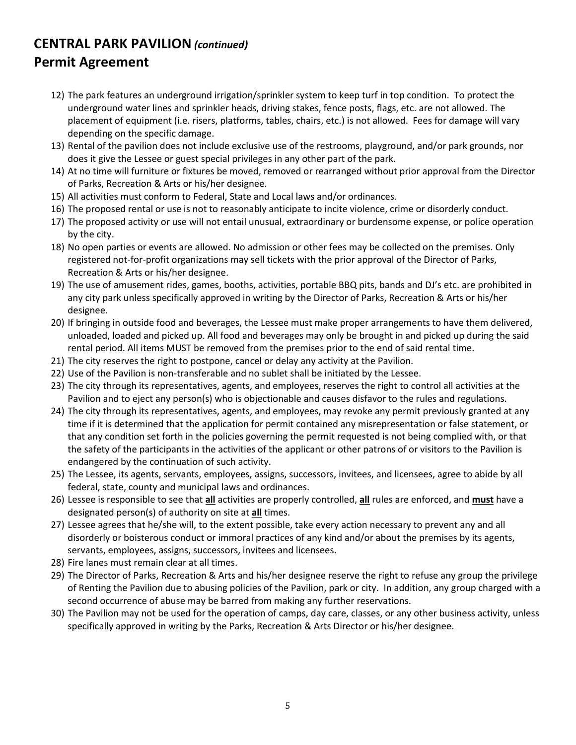## CENTRAL PARK PAVILION *(continued)*
## Permit Agreement

12) The park features an underground irrigation/sprinkler system to keep turf in top condition. To protect the underground water lines and sprinkler heads, driving stakes, fence posts, flags, etc. are not allowed. The placement of equipment (i.e. risers, platforms, tables, chairs, etc.) is not allowed. Fees for damage will vary depending on the specific damage.
13) Rental of the pavilion does not include exclusive use of the restrooms, playground, and/or park grounds, nor does it give the Lessee or guest special privileges in any other part of the park.
14) At no time will furniture or fixtures be moved, removed or rearranged without prior approval from the Director of Parks, Recreation & Arts or his/her designee.
15) All activities must conform to Federal, State and Local laws and/or ordinances.
16) The proposed rental or use is not to reasonably anticipate to incite violence, crime or disorderly conduct.
17) The proposed activity or use will not entail unusual, extraordinary or burdensome expense, or police operation by the city.
18) No open parties or events are allowed. No admission or other fees may be collected on the premises. Only registered not-for-profit organizations may sell tickets with the prior approval of the Director of Parks, Recreation & Arts or his/her designee.
19) The use of amusement rides, games, booths, activities, portable BBQ pits, bands and DJ's etc. are prohibited in any city park unless specifically approved in writing by the Director of Parks, Recreation & Arts or his/her designee.
20) If bringing in outside food and beverages, the Lessee must make proper arrangements to have them delivered, unloaded, loaded and picked up. All food and beverages may only be brought in and picked up during the said rental period. All items MUST be removed from the premises prior to the end of said rental time.
21) The city reserves the right to postpone, cancel or delay any activity at the Pavilion.
22) Use of the Pavilion is non-transferable and no sublet shall be initiated by the Lessee.
23) The city through its representatives, agents, and employees, reserves the right to control all activities at the Pavilion and to eject any person(s) who is objectionable and causes disfavor to the rules and regulations.
24) The city through its representatives, agents, and employees, may revoke any permit previously granted at any time if it is determined that the application for permit contained any misrepresentation or false statement, or that any condition set forth in the policies governing the permit requested is not being complied with, or that the safety of the participants in the activities of the applicant or other patrons of or visitors to the Pavilion is endangered by the continuation of such activity.
25) The Lessee, its agents, servants, employees, assigns, successors, invitees, and licensees, agree to abide by all federal, state, county and municipal laws and ordinances.
26) Lessee is responsible to see that **all** activities are properly controlled, **all** rules are enforced, and **must** have a designated person(s) of authority on site at **all** times.
27) Lessee agrees that he/she will, to the extent possible, take every action necessary to prevent any and all disorderly or boisterous conduct or immoral practices of any kind and/or about the premises by its agents, servants, employees, assigns, successors, invitees and licensees.
28) Fire lanes must remain clear at all times.
29) The Director of Parks, Recreation & Arts and his/her designee reserve the right to refuse any group the privilege of Renting the Pavilion due to abusing policies of the Pavilion, park or city. In addition, any group charged with a second occurrence of abuse may be barred from making any further reservations.
30) The Pavilion may not be used for the operation of camps, day care, classes, or any other business activity, unless specifically approved in writing by the Parks, Recreation & Arts Director or his/her designee.